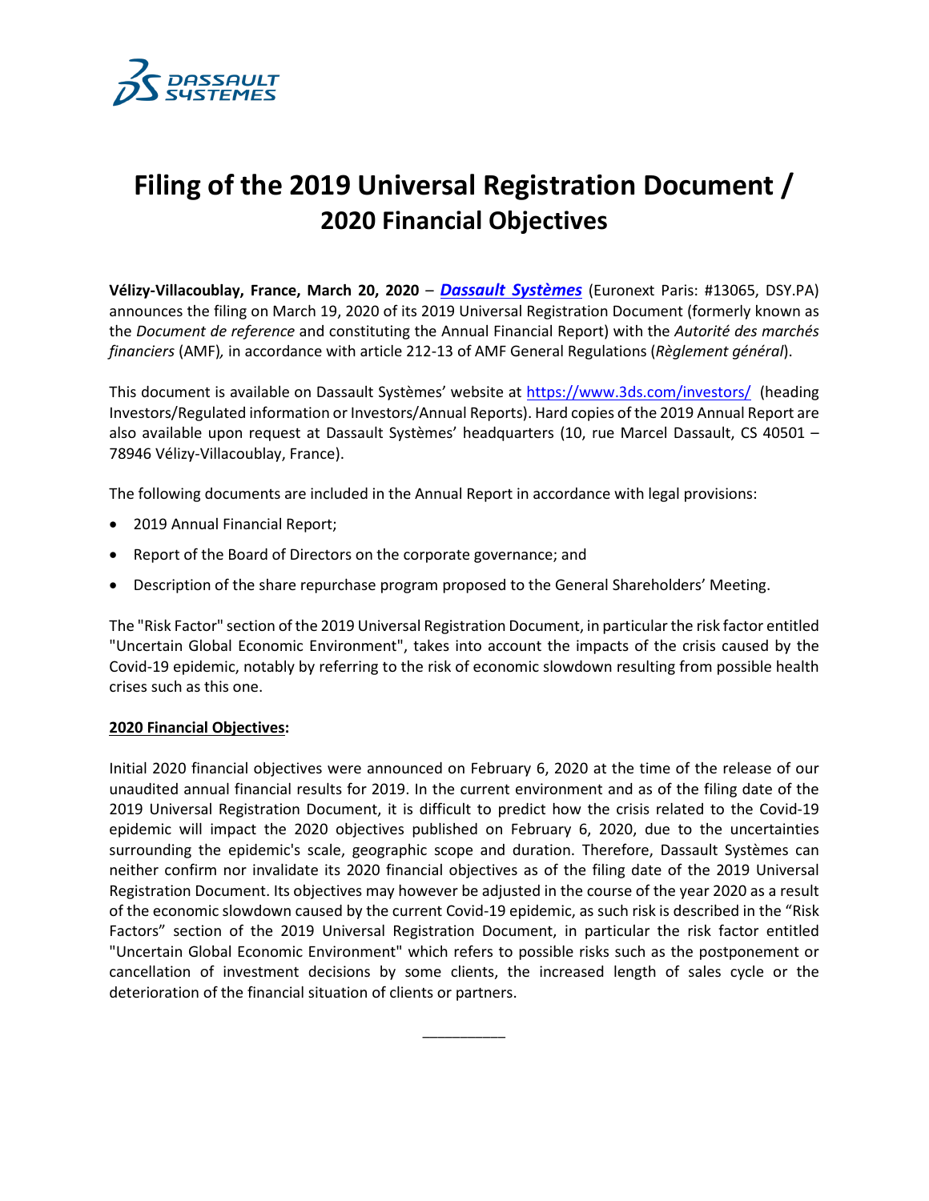# Filing of the 2019 Universal Registration Document / 2020 Financial Objectives

**Vélizy-Villacoublay, France, March 20, 2020** – ***Dassault Systèmes*** (Euronext Paris: #13065, DSY.PA) announces the filing on March 19, 2020 of its 2019 Universal Registration Document (formerly known as the *Document de reference* and constituting the Annual Financial Report) with the *Autorité des marchés financiers* (AMF), in accordance with article 212-13 of AMF General Regulations (*Règlement général*).

This document is available on Dassault Systèmes' website at https://www.3ds.com/investors/ (heading Investors/Regulated information or Investors/Annual Reports). Hard copies of the 2019 Annual Report are also available upon request at Dassault Systèmes' headquarters (10, rue Marcel Dassault, CS 40501 – 78946 Vélizy-Villacoublay, France).

The following documents are included in the Annual Report in accordance with legal provisions:

- 2019 Annual Financial Report;
- Report of the Board of Directors on the corporate governance; and
- Description of the share repurchase program proposed to the General Shareholders' Meeting.

The "Risk Factor" section of the 2019 Universal Registration Document, in particular the risk factor entitled "Uncertain Global Economic Environment", takes into account the impacts of the crisis caused by the Covid-19 epidemic, notably by referring to the risk of economic slowdown resulting from possible health crises such as this one.

**2020 Financial Objectives:**

Initial 2020 financial objectives were announced on February 6, 2020 at the time of the release of our unaudited annual financial results for 2019. In the current environment and as of the filing date of the 2019 Universal Registration Document, it is difficult to predict how the crisis related to the Covid-19 epidemic will impact the 2020 objectives published on February 6, 2020, due to the uncertainties surrounding the epidemic's scale, geographic scope and duration. Therefore, Dassault Systèmes can neither confirm nor invalidate its 2020 financial objectives as of the filing date of the 2019 Universal Registration Document. Its objectives may however be adjusted in the course of the year 2020 as a result of the economic slowdown caused by the current Covid-19 epidemic, as such risk is described in the "Risk Factors" section of the 2019 Universal Registration Document, in particular the risk factor entitled "Uncertain Global Economic Environment" which refers to possible risks such as the postponement or cancellation of investment decisions by some clients, the increased length of sales cycle or the deterioration of the financial situation of clients or partners.

\_\_\_\_\_\_\_\_\_\_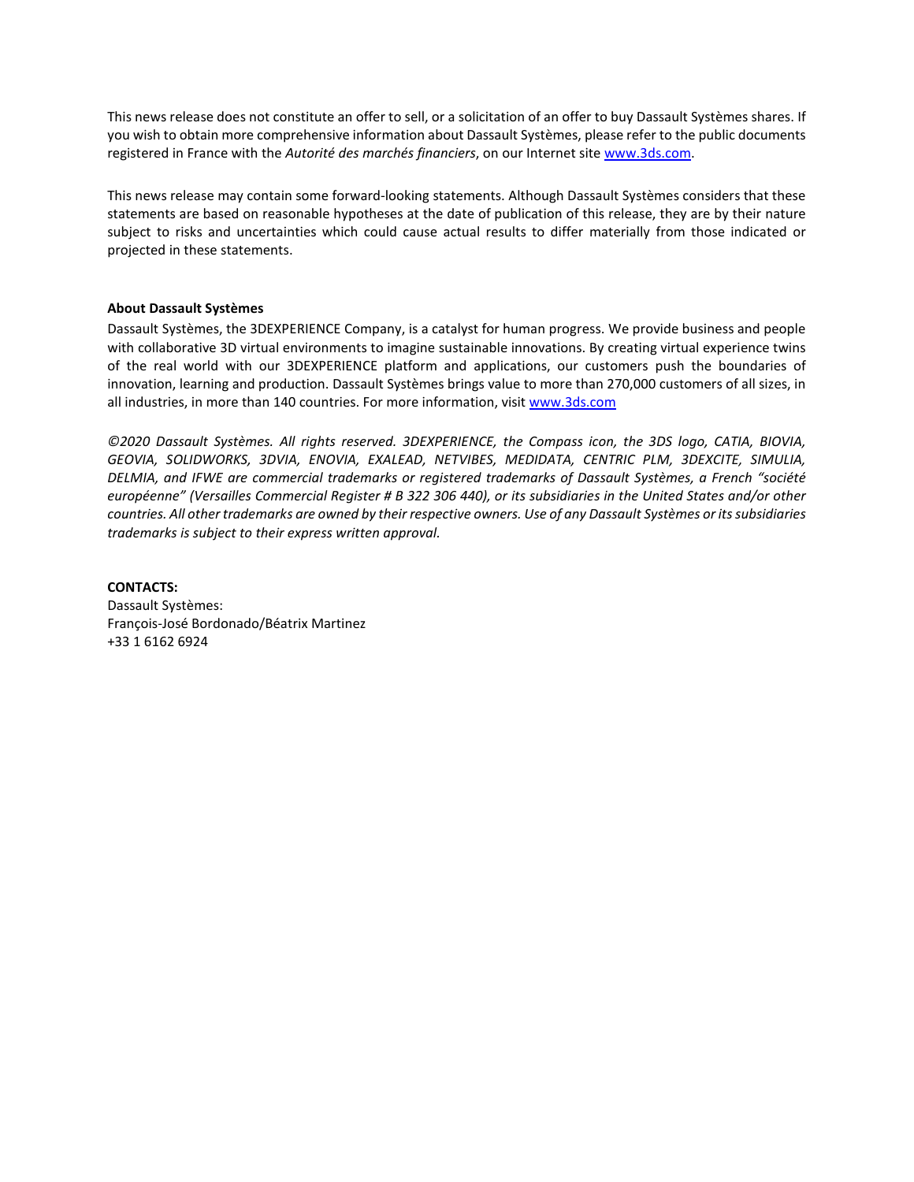This news release does not constitute an offer to sell, or a solicitation of an offer to buy Dassault Systèmes shares. If you wish to obtain more comprehensive information about Dassault Systèmes, please refer to the public documents registered in France with the *Autorité des marchés financiers*, on our Internet site www.3ds.com.

This news release may contain some forward-looking statements. Although Dassault Systèmes considers that these statements are based on reasonable hypotheses at the date of publication of this release, they are by their nature subject to risks and uncertainties which could cause actual results to differ materially from those indicated or projected in these statements.

**About Dassault Systèmes**

Dassault Systèmes, the 3DEXPERIENCE Company, is a catalyst for human progress. We provide business and people with collaborative 3D virtual environments to imagine sustainable innovations. By creating virtual experience twins of the real world with our 3DEXPERIENCE platform and applications, our customers push the boundaries of innovation, learning and production. Dassault Systèmes brings value to more than 270,000 customers of all sizes, in all industries, in more than 140 countries. For more information, visit www.3ds.com

*©2020 Dassault Systèmes. All rights reserved. 3DEXPERIENCE, the Compass icon, the 3DS logo, CATIA, BIOVIA, GEOVIA, SOLIDWORKS, 3DVIA, ENOVIA, EXALEAD, NETVIBES, MEDIDATA, CENTRIC PLM, 3DEXCITE, SIMULIA, DELMIA, and IFWE are commercial trademarks or registered trademarks of Dassault Systèmes, a French "société européenne" (Versailles Commercial Register # B 322 306 440), or its subsidiaries in the United States and/or other countries. All other trademarks are owned by their respective owners. Use of any Dassault Systèmes or its subsidiaries trademarks is subject to their express written approval.*

**CONTACTS:**

Dassault Systèmes:
François-José Bordonado/Béatrix Martinez
+33 1 6162 6924